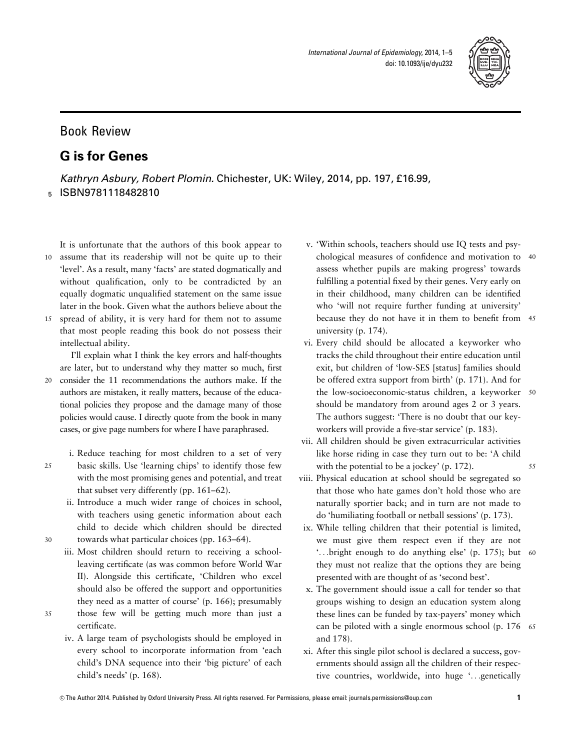## Book Review

# G is for Genes

*Kathryn Asbury, Robert Plomin.* Chichester, UK: Wiley, 2014, pp. 197, £16.99, ISBN9781118482810

It is unfortunate that the authors of this book appear to assume that its readership will not be quite up to their 'level'. As a result, many 'facts' are stated dogmatically and without qualification, only to be contradicted by an equally dogmatic unqualified statement on the same issue later in the book. Given what the authors believe about the spread of ability, it is very hard for them not to assume that most people reading this book do not possess their intellectual ability.

I'll explain what I think the key errors and half-thoughts are later, but to understand why they matter so much, first consider the 11 recommendations the authors make. If the authors are mistaken, it really matters, because of the educational policies they propose and the damage many of those policies would cause. I directly quote from the book in many cases, or give page numbers for where I have paraphrased.

i. Reduce teaching for most children to a set of very basic skills. Use 'learning chips' to identify those few with the most promising genes and potential, and treat that subset very differently (pp. 161–62).

ii. Introduce a much wider range of choices in school, with teachers using genetic information about each child to decide which children should be directed towards what particular choices (pp. 163–64).

iii. Most children should return to receiving a school-leaving certificate (as was common before World War II). Alongside this certificate, 'Children who excel should also be offered the support and opportunities they need as a matter of course' (p. 166); presumably those few will be getting much more than just a certificate.

iv. A large team of psychologists should be employed in every school to incorporate information from 'each child's DNA sequence into their 'big picture' of each child's needs' (p. 168).

v. 'Within schools, teachers should use IQ tests and psychological measures of confidence and motivation to assess whether pupils are making progress' towards fulfilling a potential fixed by their genes. Very early on in their childhood, many children can be identified who 'will not require further funding at university' because they do not have it in them to benefit from university (p. 174).

vi. Every child should be allocated a keyworker who tracks the child throughout their entire education until exit, but children of 'low-SES [status] families should be offered extra support from birth' (p. 171). And for the low-socioeconomic-status children, a keyworker should be mandatory from around ages 2 or 3 years. The authors suggest: 'There is no doubt that our keyworkers will provide a five-star service' (p. 183).

vii. All children should be given extracurricular activities like horse riding in case they turn out to be: 'A child with the potential to be a jockey' (p. 172).

viii. Physical education at school should be segregated so that those who hate games don't hold those who are naturally sportier back; and in turn are not made to do 'humiliating football or netball sessions' (p. 173).

ix. While telling children that their potential is limited, we must give them respect even if they are not '...bright enough to do anything else' (p. 175); but they must not realize that the options they are being presented with are thought of as 'second best'.

x. The government should issue a call for tender so that groups wishing to design an education system along these lines can be funded by tax-payers' money which can be piloted with a single enormous school (p. 176 and 178).

xi. After this single pilot school is declared a success, governments should assign all the children of their respective countries, worldwide, into huge '...genetically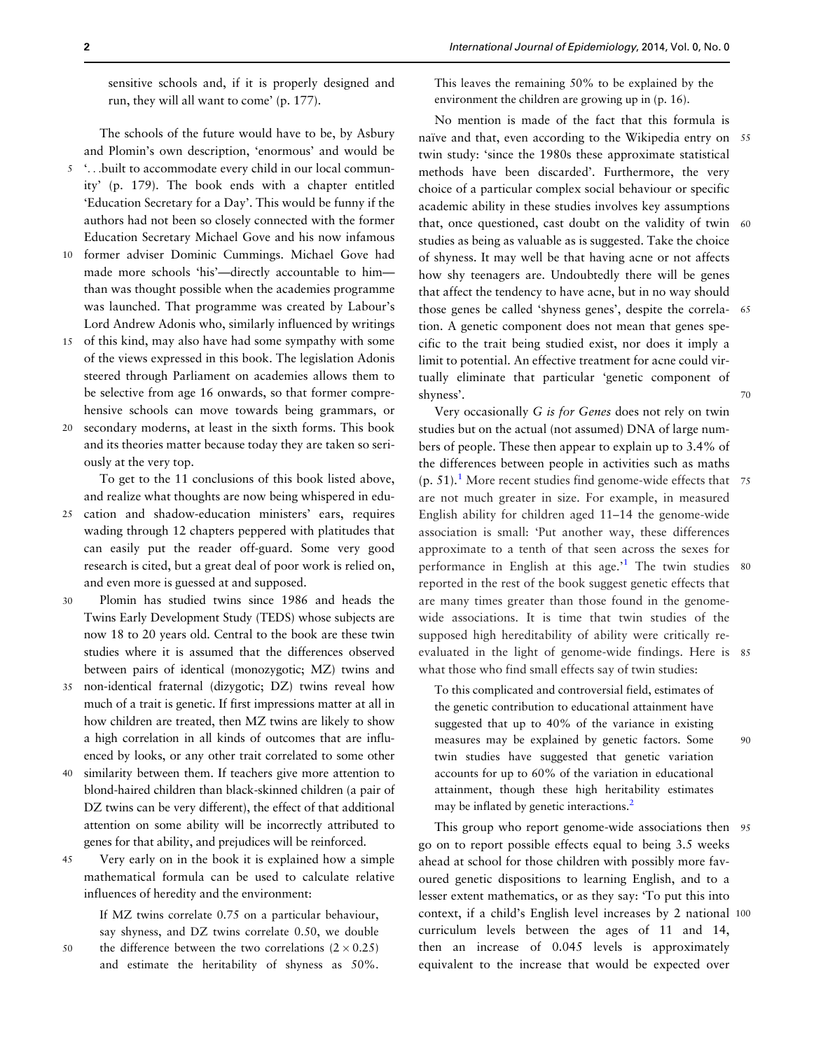sensitive schools and, if it is properly designed and run, they will all want to come' (p. 177).

The schools of the future would have to be, by Asbury and Plomin's own description, 'enormous' and would be '…built to accommodate every child in our local community' (p. 179). The book ends with a chapter entitled 'Education Secretary for a Day'. This would be funny if the authors had not been so closely connected with the former Education Secretary Michael Gove and his now infamous former adviser Dominic Cummings. Michael Gove had made more schools 'his'—directly accountable to him—than was thought possible when the academies programme was launched. That programme was created by Labour's Lord Andrew Adonis who, similarly influenced by writings of this kind, may also have had some sympathy with some of the views expressed in this book. The legislation Adonis steered through Parliament on academies allows them to be selective from age 16 onwards, so that former comprehensive schools can move towards being grammars, or secondary moderns, at least in the sixth forms. This book and its theories matter because today they are taken so seriously at the very top.

To get to the 11 conclusions of this book listed above, and realize what thoughts are now being whispered in education and shadow-education ministers' ears, requires wading through 12 chapters peppered with platitudes that can easily put the reader off-guard. Some very good research is cited, but a great deal of poor work is relied on, and even more is guessed at and supposed.

Plomin has studied twins since 1986 and heads the Twins Early Development Study (TEDS) whose subjects are now 18 to 20 years old. Central to the book are these twin studies where it is assumed that the differences observed between pairs of identical (monozygotic; MZ) twins and non-identical fraternal (dizygotic; DZ) twins reveal how much of a trait is genetic. If first impressions matter at all in how children are treated, then MZ twins are likely to show a high correlation in all kinds of outcomes that are influenced by looks, or any other trait correlated to some other similarity between them. If teachers give more attention to blond-haired children than black-skinned children (a pair of DZ twins can be very different), the effect of that additional attention on some ability will be incorrectly attributed to genes for that ability, and prejudices will be reinforced.

Very early on in the book it is explained how a simple mathematical formula can be used to calculate relative influences of heredity and the environment:

> If MZ twins correlate 0.75 on a particular behaviour, say shyness, and DZ twins correlate 0.50, we double the difference between the two correlations ($2 \times 0.25$) and estimate the heritability of shyness as 50%. This leaves the remaining 50% to be explained by the environment the children are growing up in (p. 16).

No mention is made of the fact that this formula is naïve and that, even according to the Wikipedia entry on twin study: 'since the 1980s these approximate statistical methods have been discarded'. Furthermore, the very choice of a particular complex social behaviour or specific academic ability in these studies involves key assumptions that, once questioned, cast doubt on the validity of twin studies as being as valuable as is suggested. Take the choice of shyness. It may well be that having acne or not affects how shy teenagers are. Undoubtedly there will be genes that affect the tendency to have acne, but in no way should those genes be called 'shyness genes', despite the correlation. A genetic component does not mean that genes specific to the trait being studied exist, nor does it imply a limit to potential. An effective treatment for acne could virtually eliminate that particular 'genetic component of shyness'.

Very occasionally *G is for Genes* does not rely on twin studies but on the actual (not assumed) DNA of large numbers of people. These then appear to explain up to 3.4% of the differences between people in activities such as maths (p. 51).[1] More recent studies find genome-wide effects that are not much greater in size. For example, in measured English ability for children aged 11–14 the genome-wide association is small: 'Put another way, these differences approximate to a tenth of that seen across the sexes for performance in English at this age.'[1] The twin studies reported in the rest of the book suggest genetic effects that are many times greater than those found in the genome-wide associations. It is time that twin studies of the supposed high hereditability of ability were critically re-evaluated in the light of genome-wide findings. Here is what those who find small effects say of twin studies:

> To this complicated and controversial field, estimates of the genetic contribution to educational attainment have suggested that up to 40% of the variance in existing measures may be explained by genetic factors. Some twin studies have suggested that genetic variation accounts for up to 60% of the variation in educational attainment, though these high heritability estimates may be inflated by genetic interactions.[2]

This group who report genome-wide associations then go on to report possible effects equal to being 3.5 weeks ahead at school for those children with possibly more favoured genetic dispositions to learning English, and to a lesser extent mathematics, or as they say: 'To put this into context, if a child's English level increases by 2 national curriculum levels between the ages of 11 and 14, then an increase of 0.045 levels is approximately equivalent to the increase that would be expected over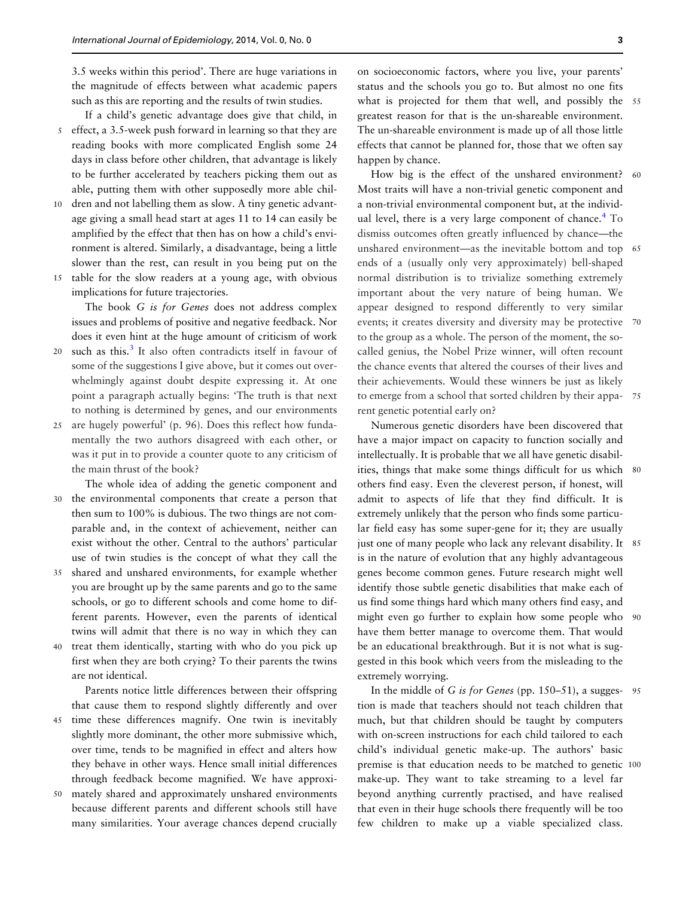3.5 weeks within this period'. There are huge variations in the magnitude of effects between what academic papers such as this are reporting and the results of twin studies.

If a child's genetic advantage does give that child, in effect, a 3.5-week push forward in learning so that they are reading books with more complicated English some 24 days in class before other children, that advantage is likely to be further accelerated by teachers picking them out as able, putting them with other supposedly more able children and not labelling them as slow. A tiny genetic advantage giving a small head start at ages 11 to 14 can easily be amplified by the effect that then has on how a child's environment is altered. Similarly, a disadvantage, being a little slower than the rest, can result in you being put on the table for the slow readers at a young age, with obvious implications for future trajectories.

The book *G is for Genes* does not address complex issues and problems of positive and negative feedback. Nor does it even hint at the huge amount of criticism of work such as this.[3] It also often contradicts itself in favour of some of the suggestions I give above, but it comes out overwhelmingly against doubt despite expressing it. At one point a paragraph actually begins: 'The truth is that next to nothing is determined by genes, and our environments are hugely powerful' (p. 96). Does this reflect how fundamentally the two authors disagreed with each other, or was it put in to provide a counter quote to any criticism of the main thrust of the book?

The whole idea of adding the genetic component and the environmental components that create a person that then sum to 100% is dubious. The two things are not comparable and, in the context of achievement, neither can exist without the other. Central to the authors' particular use of twin studies is the concept of what they call the shared and unshared environments, for example whether you are brought up by the same parents and go to the same schools, or go to different schools and come home to different parents. However, even the parents of identical twins will admit that there is no way in which they can treat them identically, starting with who do you pick up first when they are both crying? To their parents the twins are not identical.

Parents notice little differences between their offspring that cause them to respond slightly differently and over time these differences magnify. One twin is inevitably slightly more dominant, the other more submissive which, over time, tends to be magnified in effect and alters how they behave in other ways. Hence small initial differences through feedback become magnified. We have approximately shared and approximately unshared environments because different parents and different schools still have many similarities. Your average chances depend crucially on socioeconomic factors, where you live, your parents' status and the schools you go to. But almost no one fits what is projected for them that well, and possibly the greatest reason for that is the un-shareable environment. The un-shareable environment is made up of all those little effects that cannot be planned for, those that we often say happen by chance.

How big is the effect of the unshared environment? Most traits will have a non-trivial genetic component and a non-trivial environmental component but, at the individual level, there is a very large component of chance.[4] To dismiss outcomes often greatly influenced by chance—the unshared environment—as the inevitable bottom and top ends of a (usually only very approximately) bell-shaped normal distribution is to trivialize something extremely important about the very nature of being human. We appear designed to respond differently to very similar events; it creates diversity and diversity may be protective to the group as a whole. The person of the moment, the so-called genius, the Nobel Prize winner, will often recount the chance events that altered the courses of their lives and their achievements. Would these winners be just as likely to emerge from a school that sorted children by their apparent genetic potential early on?

Numerous genetic disorders have been discovered that have a major impact on capacity to function socially and intellectually. It is probable that we all have genetic disabilities, things that make some things difficult for us which others find easy. Even the cleverest person, if honest, will admit to aspects of life that they find difficult. It is extremely unlikely that the person who finds some particular field easy has some super-gene for it; they are usually just one of many people who lack any relevant disability. It is in the nature of evolution that any highly advantageous genes become common genes. Future research might well identify those subtle genetic disabilities that make each of us find some things hard which many others find easy, and might even go further to explain how some people who have them better manage to overcome them. That would be an educational breakthrough. But it is not what is suggested in this book which veers from the misleading to the extremely worrying.

In the middle of *G is for Genes* (pp. 150–51), a suggestion is made that teachers should not teach children that much, but that children should be taught by computers with on-screen instructions for each child tailored to each child's individual genetic make-up. The authors' basic premise is that education needs to be matched to genetic make-up. They want to take streaming to a level far beyond anything currently practised, and have realised that even in their huge schools there frequently will be too few children to make up a viable specialized class.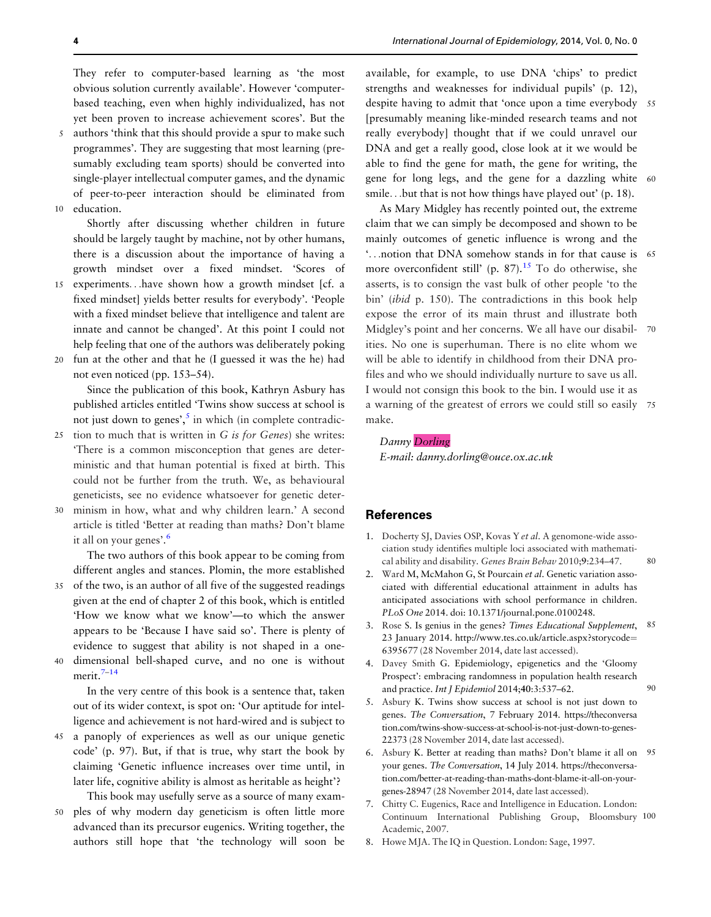They refer to computer-based learning as 'the most obvious solution currently available'. However 'computer-based teaching, even when highly individualized, has not yet been proven to increase achievement scores'. But the authors 'think that this should provide a spur to make such programmes'. They are suggesting that most learning (presumably excluding team sports) should be converted into single-player intellectual computer games, and the dynamic of peer-to-peer interaction should be eliminated from education.

Shortly after discussing whether children in future should be largely taught by machine, not by other humans, there is a discussion about the importance of having a growth mindset over a fixed mindset. 'Scores of experiments...have shown how a growth mindset [cf. a fixed mindset] yields better results for everybody'. 'People with a fixed mindset believe that intelligence and talent are innate and cannot be changed'. At this point I could not help feeling that one of the authors was deliberately poking fun at the other and that he (I guessed it was the he) had not even noticed (pp. 153–54).

Since the publication of this book, Kathryn Asbury has published articles entitled 'Twins show success at school is not just down to genes',[5] in which (in complete contradiction to much that is written in *G is for Genes*) she writes: 'There is a common misconception that genes are deterministic and that human potential is fixed at birth. This could not be further from the truth. We, as behavioural geneticists, see no evidence whatsoever for genetic determinism in how, what and why children learn.' A second article is titled 'Better at reading than maths? Don't blame it all on your genes'.[6]

The two authors of this book appear to be coming from different angles and stances. Plomin, the more established of the two, is an author of all five of the suggested readings given at the end of chapter 2 of this book, which is entitled 'How we know what we know'—to which the answer appears to be 'Because I have said so'. There is plenty of evidence to suggest that ability is not shaped in a one-dimensional bell-shaped curve, and no one is without merit.[7–14]

In the very centre of this book is a sentence that, taken out of its wider context, is spot on: 'Our aptitude for intelligence and achievement is not hard-wired and is subject to a panoply of experiences as well as our unique genetic code' (p. 97). But, if that is true, why start the book by claiming 'Genetic influence increases over time until, in later life, cognitive ability is almost as heritable as height'?

This book may usefully serve as a source of many examples of why modern day geneticism is often little more advanced than its precursor eugenics. Writing together, the authors still hope that 'the technology will soon be available, for example, to use DNA 'chips' to predict strengths and weaknesses for individual pupils' (p. 12), despite having to admit that 'once upon a time everybody [presumably meaning like-minded research teams and not really everybody] thought that if we could unravel our DNA and get a really good, close look at it we would be able to find the gene for math, the gene for writing, the gene for long legs, and the gene for a dazzling white smile...but that is not how things have played out' (p. 18).

As Mary Midgley has recently pointed out, the extreme claim that we can simply be decomposed and shown to be mainly outcomes of genetic influence is wrong and the '...notion that DNA somehow stands in for that cause is more overconfident still' (p. 87).[15] To do otherwise, she asserts, is to consign the vast bulk of other people 'to the bin' (*ibid* p. 150). The contradictions in this book help expose the error of its main thrust and illustrate both Midgley's point and her concerns. We all have our disabilities. No one is superhuman. There is no elite whom we will be able to identify in childhood from their DNA profiles and who we should individually nurture to save us all. I would not consign this book to the bin. I would use it as a warning of the greatest of errors we could still so easily make.

*Danny Dorling*
*E-mail: danny.dorling@ouce.ox.ac.uk*

## References

1. Docherty SJ, Davies OSP, Kovas Y *et al*. A genomone-wide association study identifies multiple loci associated with mathematical ability and disability. *Genes Brain Behav* 2010;9:234–47.
2. Ward M, McMahon G, St Pourcain *et al*. Genetic variation associated with differential educational attainment in adults has anticipated associations with school performance in children. *PLoS One* 2014. doi: 10.1371/journal.pone.0100248.
3. Rose S. Is genius in the genes? *Times Educational Supplement*, 23 January 2014. http://www.tes.co.uk/article.aspx?storycode=6395677 (28 November 2014, date last accessed).
4. Davey Smith G. Epidemiology, epigenetics and the 'Gloomy Prospect': embracing randomness in population health research and practice. *Int J Epidemiol* 2014;**40**:3:537–62.
5. Asbury K. Twins show success at school is not just down to genes. *The Conversation*, 7 February 2014. https://theconversation.com/twins-show-success-at-school-is-not-just-down-to-genes-22373 (28 November 2014, date last accessed).
6. Asbury K. Better at reading than maths? Don't blame it all on your genes. *The Conversation*, 14 July 2014. https://theconversation.com/better-at-reading-than-maths-dont-blame-it-all-on-your-genes-28947 (28 November 2014, date last accessed).
7. Chitty C. Eugenics, Race and Intelligence in Education. London: Continuum International Publishing Group, Bloomsbury Academic, 2007.
8. Howe MJA. The IQ in Question. London: Sage, 1997.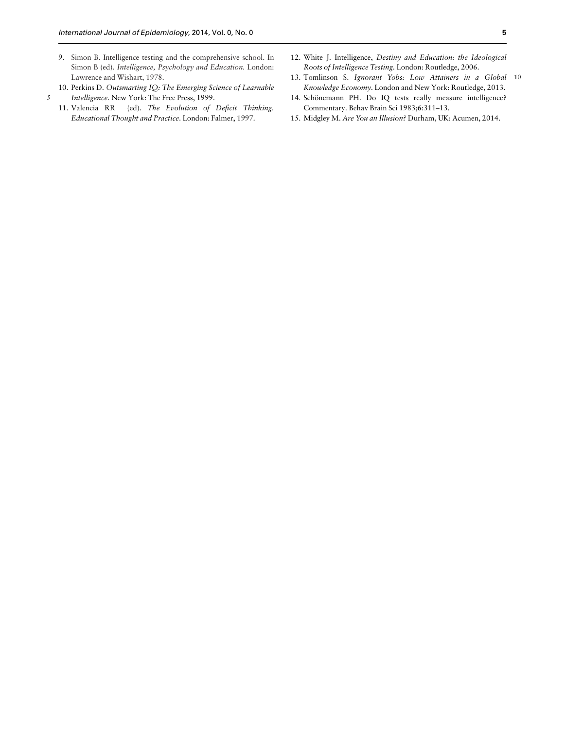9. Simon B. Intelligence testing and the comprehensive school. In Simon B (ed). *Intelligence, Psychology and Education.* London: Lawrence and Wishart, 1978.
10. Perkins D. *Outsmarting IQ: The Emerging Science of Learnable Intelligence.* New York: The Free Press, 1999.
11. Valencia RR (ed). *The Evolution of Deficit Thinking. Educational Thought and Practice*. London: Falmer, 1997.
12. White J. Intelligence, *Destiny and Education: the Ideological Roots of Intelligence Testing*. London: Routledge, 2006.
13. Tomlinson S. *Ignorant Yobs: Low Attainers in a Global Knowledge Economy*. London and New York: Routledge, 2013.
14. Schönemann PH. Do IQ tests really measure intelligence? Commentary. Behav Brain Sci 1983;**6**:311–13.
15. Midgley M. *Are You an Illusion?* Durham, UK: Acumen, 2014.